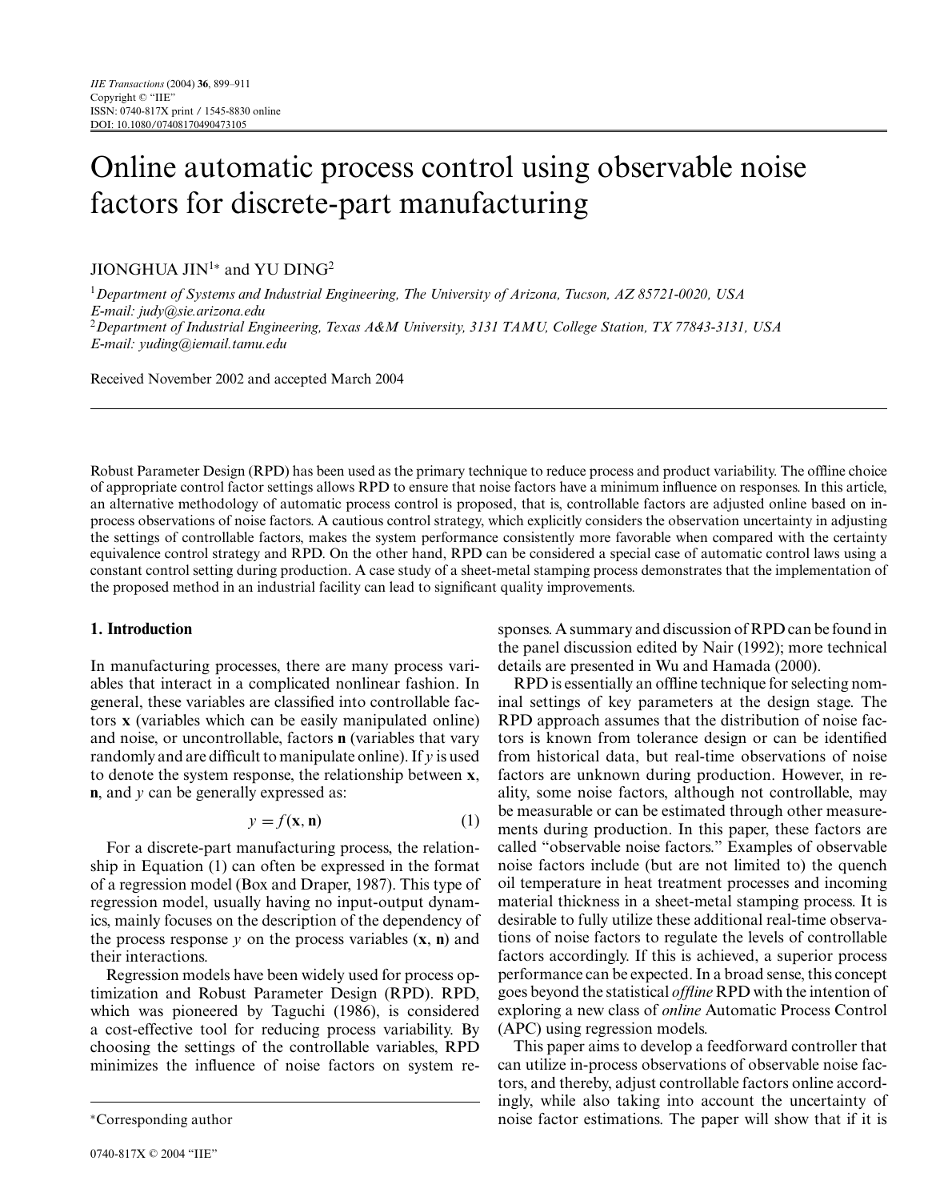# Online automatic process control using observable noise factors for discrete-part manufacturing

JIONGHUA JIN[1]* and YU DING[2]

[1]*Department of Systems and Industrial Engineering, The University of Arizona, Tucson, AZ 85721-0020, USA*
*E-mail: judy@sie.arizona.edu*
[2]*Department of Industrial Engineering, Texas A&M University, 3131 TAMU, College Station, TX 77843-3131, USA*
*E-mail: yuding@iemail.tamu.edu*

Received November 2002 and accepted March 2004

Robust Parameter Design (RPD) has been used as the primary technique to reduce process and product variability. The offline choice of appropriate control factor settings allows RPD to ensure that noise factors have a minimum influence on responses. In this article, an alternative methodology of automatic process control is proposed, that is, controllable factors are adjusted online based on in-process observations of noise factors. A cautious control strategy, which explicitly considers the observation uncertainty in adjusting the settings of controllable factors, makes the system performance consistently more favorable when compared with the certainty equivalence control strategy and RPD. On the other hand, RPD can be considered a special case of automatic control laws using a constant control setting during production. A case study of a sheet-metal stamping process demonstrates that the implementation of the proposed method in an industrial facility can lead to significant quality improvements.

## 1. Introduction

In manufacturing processes, there are many process variables that interact in a complicated nonlinear fashion. In general, these variables are classified into controllable factors $\mathbf{x}$ (variables which can be easily manipulated online) and noise, or uncontrollable, factors $\mathbf{n}$ (variables that vary randomly and are difficult to manipulate online). If $y$ is used to denote the system response, the relationship between $\mathbf{x}$, $\mathbf{n}$, and $y$ can be generally expressed as:

$$y = f(\mathbf{x}, \mathbf{n}) \tag{1}$$

For a discrete-part manufacturing process, the relationship in Equation (1) can often be expressed in the format of a regression model (Box and Draper, 1987). This type of regression model, usually having no input-output dynamics, mainly focuses on the description of the dependency of the process response $y$ on the process variables ($\mathbf{x}$, $\mathbf{n}$) and their interactions.

Regression models have been widely used for process optimization and Robust Parameter Design (RPD). RPD, which was pioneered by Taguchi (1986), is considered a cost-effective tool for reducing process variability. By choosing the settings of the controllable variables, RPD minimizes the influence of noise factors on system responses. A summary and discussion of RPD can be found in the panel discussion edited by Nair (1992); more technical details are presented in Wu and Hamada (2000).

RPD is essentially an offline technique for selecting nominal settings of key parameters at the design stage. The RPD approach assumes that the distribution of noise factors is known from tolerance design or can be identified from historical data, but real-time observations of noise factors are unknown during production. However, in reality, some noise factors, although not controllable, may be measurable or can be estimated through other measurements during production. In this paper, these factors are called "observable noise factors." Examples of observable noise factors include (but are not limited to) the quench oil temperature in heat treatment processes and incoming material thickness in a sheet-metal stamping process. It is desirable to fully utilize these additional real-time observations of noise factors to regulate the levels of controllable factors accordingly. If this is achieved, a superior process performance can be expected. In a broad sense, this concept goes beyond the statistical *offline* RPD with the intention of exploring a new class of *online* Automatic Process Control (APC) using regression models.

This paper aims to develop a feedforward controller that can utilize in-process observations of observable noise factors, and thereby, adjust controllable factors online accordingly, while also taking into account the uncertainty of noise factor estimations. The paper will show that if it is

*Corresponding author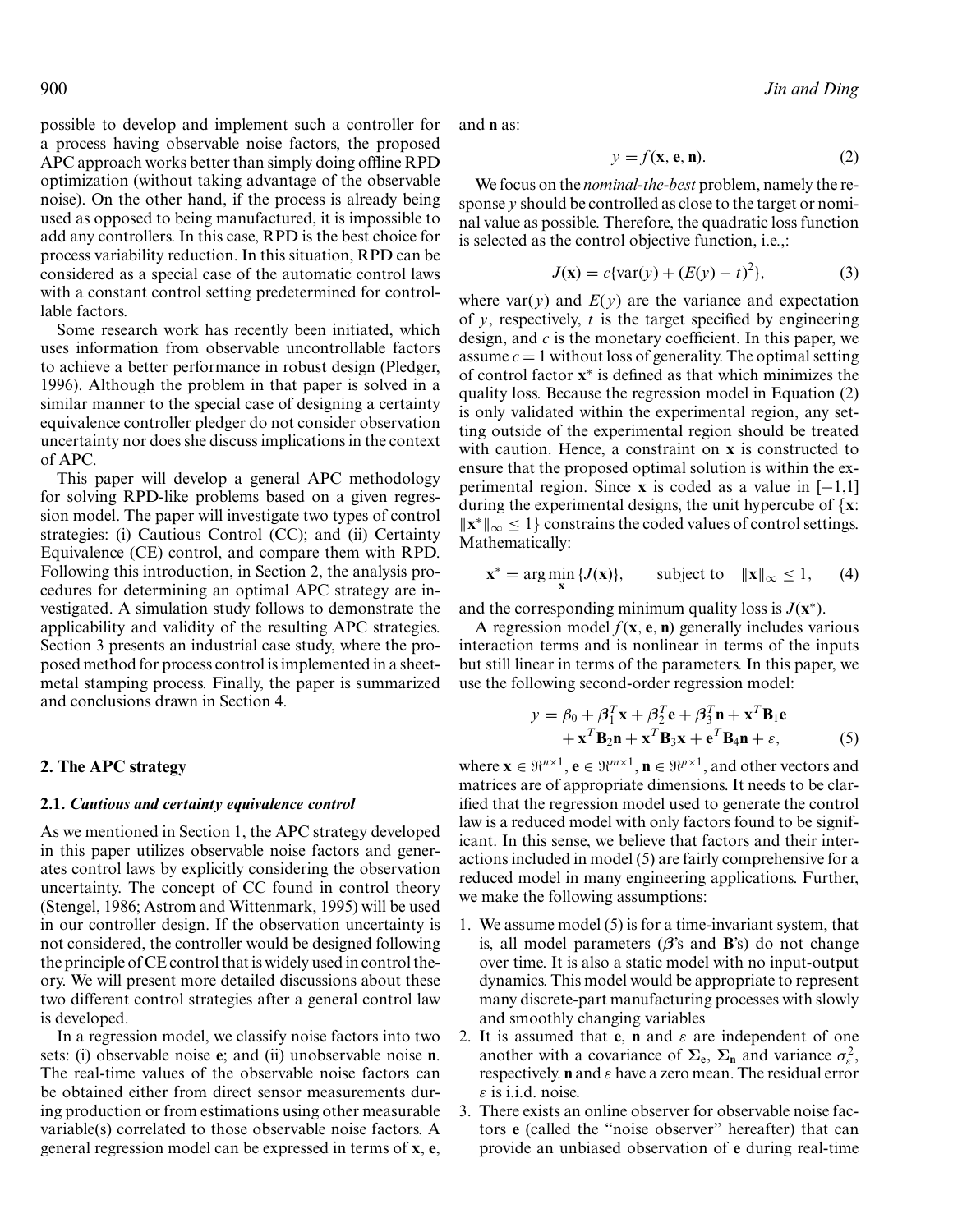possible to develop and implement such a controller for a process having observable noise factors, the proposed APC approach works better than simply doing offline RPD optimization (without taking advantage of the observable noise). On the other hand, if the process is already being used as opposed to being manufactured, it is impossible to add any controllers. In this case, RPD is the best choice for process variability reduction. In this situation, RPD can be considered as a special case of the automatic control laws with a constant control setting predetermined for controllable factors.

Some research work has recently been initiated, which uses information from observable uncontrollable factors to achieve a better performance in robust design (Pledger, 1996). Although the problem in that paper is solved in a similar manner to the special case of designing a certainty equivalence controller pledger do not consider observation uncertainty nor does she discuss implications in the context of APC.

This paper will develop a general APC methodology for solving RPD-like problems based on a given regression model. The paper will investigate two types of control strategies: (i) Cautious Control (CC); and (ii) Certainty Equivalence (CE) control, and compare them with RPD. Following this introduction, in Section 2, the analysis procedures for determining an optimal APC strategy are investigated. A simulation study follows to demonstrate the applicability and validity of the resulting APC strategies. Section 3 presents an industrial case study, where the proposed method for process control is implemented in a sheet-metal stamping process. Finally, the paper is summarized and conclusions drawn in Section 4.

## 2. The APC strategy

### 2.1. *Cautious and certainty equivalence control*

As we mentioned in Section 1, the APC strategy developed in this paper utilizes observable noise factors and generates control laws by explicitly considering the observation uncertainty. The concept of CC found in control theory (Stengel, 1986; Astrom and Wittenmark, 1995) will be used in our controller design. If the observation uncertainty is not considered, the controller would be designed following the principle of CE control that is widely used in control theory. We will present more detailed discussions about these two different control strategies after a general control law is developed.

In a regression model, we classify noise factors into two sets: (i) observable noise $\mathbf{e}$; and (ii) unobservable noise $\mathbf{n}$. The real-time values of the observable noise factors can be obtained either from direct sensor measurements during production or from estimations using other measurable variable(s) correlated to those observable noise factors. A general regression model can be expressed in terms of $\mathbf{x}$, $\mathbf{e}$, and $\mathbf{n}$ as:

$$y = f(\mathbf{x}, \mathbf{e}, \mathbf{n}). \tag{2}$$

We focus on the *nominal-the-best* problem, namely the response $y$ should be controlled as close to the target or nominal value as possible. Therefore, the quadratic loss function is selected as the control objective function, i.e.,:

$$J(\mathbf{x}) = c\{\text{var}(y) + (E(y) - t)^2\}, \tag{3}$$

where $\text{var}(y)$ and $E(y)$ are the variance and expectation of $y$, respectively, $t$ is the target specified by engineering design, and $c$ is the monetary coefficient. In this paper, we assume $c = 1$ without loss of generality. The optimal setting of control factor $\mathbf{x}^*$ is defined as that which minimizes the quality loss. Because the regression model in Equation (2) is only validated within the experimental region, any setting outside of the experimental region should be treated with caution. Hence, a constraint on $\mathbf{x}$ is constructed to ensure that the proposed optimal solution is within the experimental region. Since $\mathbf{x}$ is coded as a value in $[-1,1]$ during the experimental designs, the unit hypercube of $\{\mathbf{x}: \|\mathbf{x}^*\|_\infty \leq 1\}$ constrains the coded values of control settings. Mathematically:

$$\mathbf{x}^* = \arg\min_{\mathbf{x}} \{J(\mathbf{x})\}, \qquad \text{subject to} \quad \|\mathbf{x}\|_\infty \leq 1, \tag{4}$$

and the corresponding minimum quality loss is $J(\mathbf{x}^*)$.

A regression model $f(\mathbf{x}, \mathbf{e}, \mathbf{n})$ generally includes various interaction terms and is nonlinear in terms of the inputs but still linear in terms of the parameters. In this paper, we use the following second-order regression model:

$$y = \beta_0 + \boldsymbol{\beta}_1^T\mathbf{x} + \boldsymbol{\beta}_2^T\mathbf{e} + \boldsymbol{\beta}_3^T\mathbf{n} + \mathbf{x}^T\mathbf{B}_1\mathbf{e} + \mathbf{x}^T\mathbf{B}_2\mathbf{n} + \mathbf{x}^T\mathbf{B}_3\mathbf{x} + \mathbf{e}^T\mathbf{B}_4\mathbf{n} + \varepsilon, \tag{5}$$

where $\mathbf{x} \in \Re^{n\times 1}$, $\mathbf{e} \in \Re^{m\times 1}$, $\mathbf{n} \in \Re^{p\times 1}$, and other vectors and matrices are of appropriate dimensions. It needs to be clarified that the regression model used to generate the control law is a reduced model with only factors found to be significant. In this sense, we believe that factors and their interactions included in model (5) are fairly comprehensive for a reduced model in many engineering applications. Further, we make the following assumptions:

1. We assume model (5) is for a time-invariant system, that is, all model parameters ($\boldsymbol{\beta}$'s and $\mathbf{B}$'s) do not change over time. It is also a static model with no input-output dynamics. This model would be appropriate to represent many discrete-part manufacturing processes with slowly and smoothly changing variables
2. It is assumed that $\mathbf{e}$, $\mathbf{n}$ and $\varepsilon$ are independent of one another with a covariance of $\boldsymbol{\Sigma}_\mathrm{e}$, $\boldsymbol{\Sigma}_\mathbf{n}$ and variance $\sigma_\varepsilon^2$, respectively. $\mathbf{n}$ and $\varepsilon$ have a zero mean. The residual error $\varepsilon$ is i.i.d. noise.
3. There exists an online observer for observable noise factors $\mathbf{e}$ (called the "noise observer" hereafter) that can provide an unbiased observation of $\mathbf{e}$ during real-time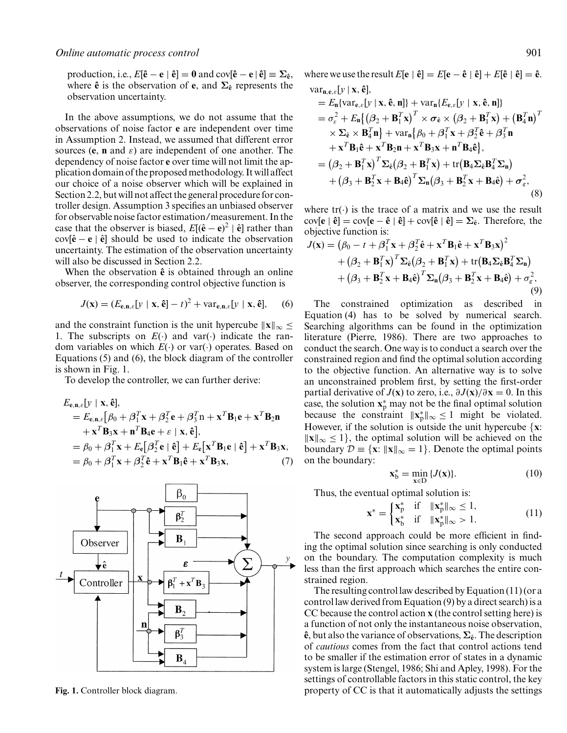production, i.e., $E[\hat{\mathbf{e}} - \mathbf{e} \mid \hat{\mathbf{e}}] = \mathbf{0}$ and $\text{cov}[\hat{\mathbf{e}} - \mathbf{e} \mid \hat{\mathbf{e}}] \equiv \boldsymbol{\Sigma}_{\hat{\mathbf{e}}}$, where $\hat{\mathbf{e}}$ is the observation of $\mathbf{e}$, and $\boldsymbol{\Sigma}_{\hat{\mathbf{e}}}$ represents the observation uncertainty.

In the above assumptions, we do not assume that the observations of noise factor $\mathbf{e}$ are independent over time in Assumption 2. Instead, we assumed that different error sources ($\mathbf{e}$, $\mathbf{n}$ and $\varepsilon$) are independent of one another. The dependency of noise factor $\mathbf{e}$ over time will not limit the application domain of the proposed methodology. It will affect our choice of a noise observer which will be explained in Section 2.2, but will not affect the general procedure for controller design. Assumption 3 specifies an unbiased observer for observable noise factor estimation/measurement. In the case that the observer is biased, $E[(\hat{\mathbf{e}} - \mathbf{e})^2 \mid \hat{\mathbf{e}}]$ rather than $\text{cov}[\hat{\mathbf{e}} - \mathbf{e} \mid \hat{\mathbf{e}}]$ should be used to indicate the observation uncertainty. The estimation of the observation uncertainty will also be discussed in Section 2.2.

When the observation $\hat{\mathbf{e}}$ is obtained through an online observer, the corresponding control objective function is

$$J(\mathbf{x}) = (E_{\mathbf{e},\mathbf{n},\varepsilon}[y \mid \mathbf{x}, \hat{\mathbf{e}}] - t)^2 + \text{var}_{\mathbf{e},\mathbf{n},\varepsilon}[y \mid \mathbf{x}, \hat{\mathbf{e}}], \quad (6)$$

and the constraint function is the unit hypercube $\|\mathbf{x}\|_\infty \leq 1$. The subscripts on $E(\cdot)$ and $\text{var}(\cdot)$ indicate the random variables on which $E(\cdot)$ or $\text{var}(\cdot)$ operates. Based on Equations (5) and (6), the block diagram of the controller is shown in Fig. 1.

To develop the controller, we can further derive:

$$\begin{aligned}
&E_{\mathbf{e},\mathbf{n},\varepsilon}[y \mid \mathbf{x}, \hat{\mathbf{e}}],\\
&= E_{\mathbf{e},\mathbf{n},\varepsilon}\big[\beta_0 + \boldsymbol{\beta}_1^T\mathbf{x} + \boldsymbol{\beta}_2^T\mathbf{e} + \boldsymbol{\beta}_3^T\mathrm{n} + \mathbf{x}^T\mathbf{B}_1\mathbf{e} + \mathbf{x}^T\mathbf{B}_2\mathbf{n}\\
&\quad + \mathbf{x}^T\mathbf{B}_3\mathbf{x} + \mathbf{n}^T\mathbf{B}_4\mathbf{e} + \varepsilon \mid \mathbf{x}, \hat{\mathbf{e}}\big],\\
&= \beta_0 + \boldsymbol{\beta}_1^T\mathbf{x} + E_{\mathbf{e}}\big[\boldsymbol{\beta}_2^T\mathbf{e} \mid \hat{\mathbf{e}}\big] + E_{\mathbf{e}}\big[\mathbf{x}^T\mathbf{B}_1\mathbf{e} \mid \hat{\mathbf{e}}\big] + \mathbf{x}^T\mathbf{B}_3\mathbf{x},\\
&= \beta_0 + \boldsymbol{\beta}_1^T\mathbf{x} + \boldsymbol{\beta}_2^T\hat{\mathbf{e}} + \mathbf{x}^T\mathbf{B}_1\hat{\mathbf{e}} + \mathbf{x}^T\mathbf{B}_3\mathbf{x}, \quad (7)
\end{aligned}$$

Fig. 1. Controller block diagram.

where we use the result $E[\mathbf{e} \mid \hat{\mathbf{e}}] = E[\mathbf{e} - \hat{\mathbf{e}} \mid \hat{\mathbf{e}}] + E[\hat{\mathbf{e}} \mid \hat{\mathbf{e}}] = \hat{\mathbf{e}}$.

$$\begin{aligned}
&\text{var}_{\mathbf{n},\mathbf{e},\varepsilon}[y \mid \mathbf{x}, \hat{\mathbf{e}}],\\
&= E_{\mathbf{n}}\{\text{var}_{\mathbf{e},\varepsilon}[y \mid \mathbf{x}, \hat{\mathbf{e}}, \mathbf{n}]\} + \text{var}_{\mathbf{n}}\{E_{\mathbf{e},\varepsilon}[y \mid \mathbf{x}, \hat{\mathbf{e}}, \mathbf{n}]\}\\
&= \sigma_\varepsilon^2 + E_{\mathbf{n}}\big\{\big(\boldsymbol{\beta}_2 + \mathbf{B}_1^T\mathbf{x}\big)^T \times \boldsymbol{\sigma}_{\hat{\mathbf{e}}} \times \big(\boldsymbol{\beta}_2 + \mathbf{B}_1^T\mathbf{x}\big) + \big(\mathbf{B}_4^T\mathbf{n}\big)^T\\
&\quad \times \boldsymbol{\Sigma}_{\hat{\mathbf{e}}} \times \mathbf{B}_4^T\mathbf{n}\big\} + \text{var}_{\mathbf{n}}\big\{\beta_0 + \boldsymbol{\beta}_1^T\mathbf{x} + \boldsymbol{\beta}_2^T\hat{\mathbf{e}} + \boldsymbol{\beta}_3^T\mathbf{n}\\
&\quad + \mathbf{x}^T\mathbf{B}_1\hat{\mathbf{e}} + \mathbf{x}^T\mathbf{B}_2\mathbf{n} + \mathbf{x}^T\mathbf{B}_3\mathbf{x} + \mathbf{n}^T\mathbf{B}_4\hat{\mathbf{e}}\big\},\\
&= \big(\boldsymbol{\beta}_2 + \mathbf{B}_1^T\mathbf{x}\big)^T\boldsymbol{\Sigma}_{\hat{\mathbf{e}}}\big(\boldsymbol{\beta}_2 + \mathbf{B}_1^T\mathbf{x}\big) + \text{tr}\big(\mathbf{B}_4\boldsymbol{\Sigma}_{\hat{\mathbf{e}}}\mathbf{B}_4^T\boldsymbol{\Sigma}_{\mathbf{n}}\big)\\
&\quad + \big(\boldsymbol{\beta}_3 + \mathbf{B}_2^T\mathbf{x} + \mathbf{B}_4\hat{\mathbf{e}}\big)^T\boldsymbol{\Sigma}_{\mathbf{n}}\big(\boldsymbol{\beta}_3 + \mathbf{B}_2^T\mathbf{x} + \mathbf{B}_4\hat{\mathbf{e}}\big) + \boldsymbol{\sigma}_\varepsilon^2,
\end{aligned} \quad (8)$$

where $\text{tr}(\cdot)$ is the trace of a matrix and we use the result $\text{cov}[\mathbf{e} \mid \hat{\mathbf{e}}] = \text{cov}[\mathbf{e} - \hat{\mathbf{e}} \mid \hat{\mathbf{e}}] + \text{cov}[\hat{\mathbf{e}} \mid \hat{\mathbf{e}}] = \boldsymbol{\Sigma}_{\hat{\mathbf{e}}}$. Therefore, the objective function is:

$$\begin{aligned}
J(\mathbf{x}) &= \big(\beta_0 - t + \boldsymbol{\beta}_1^T\mathbf{x} + \boldsymbol{\beta}_2^T\hat{\mathbf{e}} + \mathbf{x}^T\mathbf{B}_1\hat{\mathbf{e}} + \mathbf{x}^T\mathbf{B}_3\mathbf{x}\big)^2\\
&\quad + \big(\boldsymbol{\beta}_2 + \mathbf{B}_1^T\mathbf{x}\big)^T\boldsymbol{\Sigma}_{\hat{\mathbf{e}}}\big(\boldsymbol{\beta}_2 + \mathbf{B}_1^T\mathbf{x}\big) + \text{tr}\big(\mathbf{B}_4\boldsymbol{\Sigma}_{\hat{\mathbf{e}}}\mathbf{B}_4^T\boldsymbol{\Sigma}_{\mathbf{n}}\big)\\
&\quad + \big(\boldsymbol{\beta}_3 + \mathbf{B}_2^T\mathbf{x} + \mathbf{B}_4\hat{\mathbf{e}}\big)^T\boldsymbol{\Sigma}_{\mathbf{n}}\big(\boldsymbol{\beta}_3 + \mathbf{B}_2^T\mathbf{x} + \mathbf{B}_4\hat{\mathbf{e}}\big) + \sigma_\varepsilon^2,
\end{aligned} \quad (9)$$

The constrained optimization as described in Equation (4) has to be solved by numerical search. Searching algorithms can be found in the optimization literature (Pierre, 1986). There are two approaches to conduct the search. One way is to conduct a search over the constrained region and find the optimal solution according to the objective function. An alternative way is to solve an unconstrained problem first, by setting the first-order partial derivative of $J(\mathbf{x})$ to zero, i.e., $\partial J(\mathbf{x})/\partial \mathbf{x} = 0$. In this case, the solution $\mathbf{x}_p^*$ may not be the final optimal solution because the constraint $\|\mathbf{x}_p^*\|_\infty \leq 1$ might be violated. However, if the solution is outside the unit hypercube $\{\mathbf{x}: \|\mathbf{x}\|_\infty \leq 1\}$, the optimal solution will be achieved on the boundary $\mathcal{D} \equiv \{\mathbf{x}: \|\mathbf{x}\|_\infty = 1\}$. Denote the optimal points on the boundary:

$$\mathbf{x}_b^* = \min_{\mathbf{x} \in \mathrm{D}} \{J(\mathbf{x})\}. \quad (10)$$

Thus, the eventual optimal solution is:

$$\mathbf{x}^* = \begin{cases} \mathbf{x}_p^* & \text{if} \quad \|\mathbf{x}_p^*\|_\infty \leq 1, \\ \mathbf{x}_b^* & \text{if} \quad \|\mathbf{x}_p^*\|_\infty > 1. \end{cases} \quad (11)$$

The second approach could be more efficient in finding the optimal solution since searching is only conducted on the boundary. The computation complexity is much less than the first approach which searches the entire constrained region.

The resulting control law described by Equation (11) (or a control law derived from Equation (9) by a direct search) is a CC because the control action $\mathbf{x}$ (the control setting here) is a function of not only the instantaneous noise observation, $\hat{\mathbf{e}}$, but also the variance of observations, $\boldsymbol{\Sigma}_{\hat{\mathbf{e}}}$. The description of *cautious* comes from the fact that control actions tend to be smaller if the estimation error of states in a dynamic system is large (Stengel, 1986; Shi and Apley, 1998). For the settings of controllable factors in this static control, the key property of CC is that it automatically adjusts the settings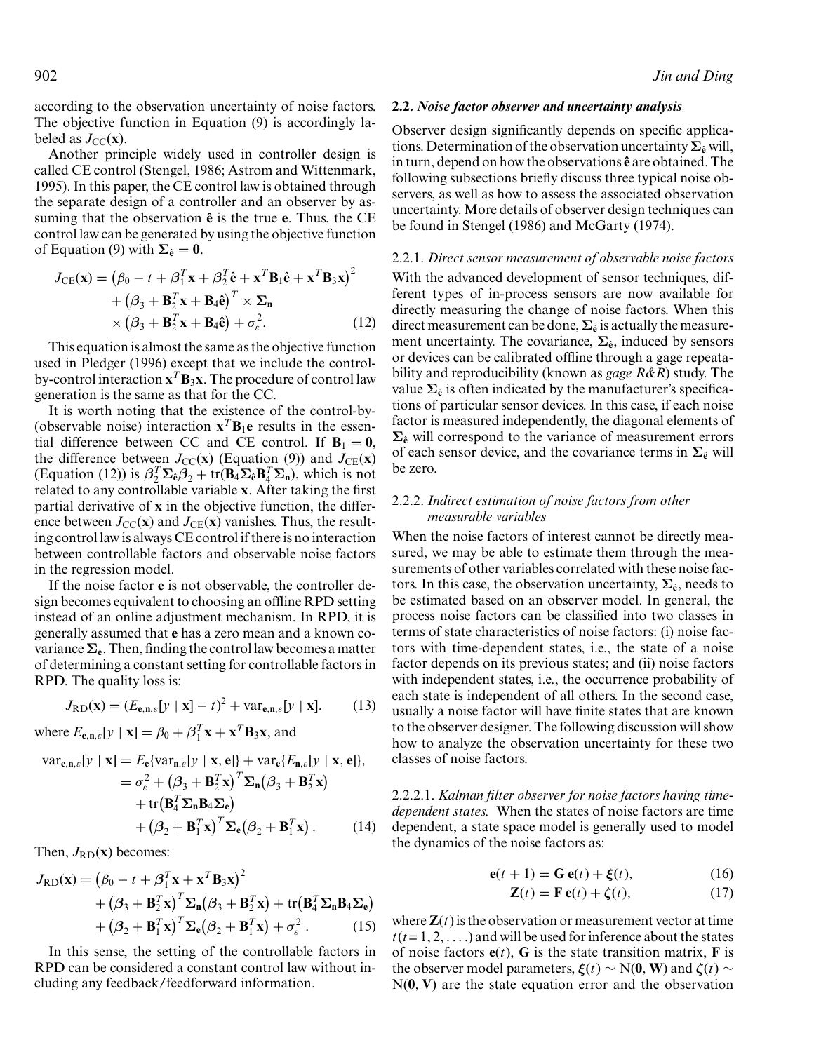according to the observation uncertainty of noise factors. The objective function in Equation (9) is accordingly labeled as $J_{\mathrm{CC}}(\mathbf{x})$.

Another principle widely used in controller design is called CE control (Stengel, 1986; Astrom and Wittenmark, 1995). In this paper, the CE control law is obtained through the separate design of a controller and an observer by assuming that the observation $\hat{\mathbf{e}}$ is the true $\mathbf{e}$. Thus, the CE control law can be generated by using the objective function of Equation (9) with $\boldsymbol{\Sigma}_{\hat{\mathbf{e}}} = \mathbf{0}$.

$$
\begin{aligned}
J_{\mathrm{CE}}(\mathbf{x}) = & \left(\beta_0 - t + \boldsymbol{\beta}_1^T \mathbf{x} + \boldsymbol{\beta}_2^T \hat{\mathbf{e}} + \mathbf{x}^T \mathbf{B}_1 \hat{\mathbf{e}} + \mathbf{x}^T \mathbf{B}_3 \mathbf{x}\right)^2 \\
& + \left(\boldsymbol{\beta}_3 + \mathbf{B}_2^T \mathbf{x} + \mathbf{B}_4 \hat{\mathbf{e}}\right)^T \times \boldsymbol{\Sigma}_{\mathbf{n}} \\
& \times \left(\boldsymbol{\beta}_3 + \mathbf{B}_2^T \mathbf{x} + \mathbf{B}_4 \hat{\mathbf{e}}\right) + \sigma_\varepsilon^2 .
\end{aligned} \tag{12}
$$

This equation is almost the same as the objective function used in Pledger (1996) except that we include the control-by-control interaction $\mathbf{x}^T \mathbf{B}_3 \mathbf{x}$. The procedure of control law generation is the same as that for the CC.

It is worth noting that the existence of the control-by-(observable noise) interaction $\mathbf{x}^T \mathbf{B}_1 \mathbf{e}$ results in the essential difference between CC and CE control. If $\mathbf{B}_1 = \mathbf{0}$, the difference between $J_{\mathrm{CC}}(\mathbf{x})$ (Equation (9)) and $J_{\mathrm{CE}}(\mathbf{x})$ (Equation (12)) is $\boldsymbol{\beta}_2^T \boldsymbol{\Sigma}_{\hat{\mathbf{e}}} \boldsymbol{\beta}_2 + \mathrm{tr}(\mathbf{B}_4 \boldsymbol{\Sigma}_{\hat{\mathbf{e}}} \mathbf{B}_4^T \boldsymbol{\Sigma}_{\mathbf{n}})$, which is not related to any controllable variable $\mathbf{x}$. After taking the first partial derivative of $\mathbf{x}$ in the objective function, the difference between $J_{\mathrm{CC}}(\mathbf{x})$ and $J_{\mathrm{CE}}(\mathbf{x})$ vanishes. Thus, the resulting control law is always CE control if there is no interaction between controllable factors and observable noise factors in the regression model.

If the noise factor $\mathbf{e}$ is not observable, the controller design becomes equivalent to choosing an offline RPD setting instead of an online adjustment mechanism. In RPD, it is generally assumed that $\mathbf{e}$ has a zero mean and a known covariance $\boldsymbol{\Sigma}_{\mathbf{e}}$. Then, finding the control law becomes a matter of determining a constant setting for controllable factors in RPD. The quality loss is:

$$
J_{\mathrm{RD}}(\mathbf{x}) = \left(E_{\mathbf{e},\mathbf{n},\varepsilon}[y \mid \mathbf{x}] - t\right)^2 + \mathrm{var}_{\mathbf{e},\mathbf{n},\varepsilon}[y \mid \mathbf{x}]. \tag{13}
$$

where $E_{\mathbf{e},\mathbf{n},\varepsilon}[y \mid \mathbf{x}] = \beta_0 + \boldsymbol{\beta}_1^T \mathbf{x} + \mathbf{x}^T \mathbf{B}_3 \mathbf{x}$, and

$$
\begin{aligned}
\mathrm{var}_{\mathbf{e},\mathbf{n},\varepsilon}[y \mid \mathbf{x}] &= E_{\mathbf{e}}\{\mathrm{var}_{\mathbf{n},\varepsilon}[y \mid \mathbf{x}, \mathbf{e}]\} + \mathrm{var}_{\mathbf{e}}\{E_{\mathbf{n},\varepsilon}[y \mid \mathbf{x}, \mathbf{e}]\}, \\
&= \sigma_\varepsilon^2 + \left(\boldsymbol{\beta}_3 + \mathbf{B}_2^T \mathbf{x}\right)^T \boldsymbol{\Sigma}_{\mathbf{n}} \left(\boldsymbol{\beta}_3 + \mathbf{B}_2^T \mathbf{x}\right) \\
&\quad + \mathrm{tr}\left(\mathbf{B}_4^T \boldsymbol{\Sigma}_{\mathbf{n}} \mathbf{B}_4 \boldsymbol{\Sigma}_{\mathbf{e}}\right) \\
&\quad + \left(\boldsymbol{\beta}_2 + \mathbf{B}_1^T \mathbf{x}\right)^T \boldsymbol{\Sigma}_{\mathbf{e}} \left(\boldsymbol{\beta}_2 + \mathbf{B}_1^T \mathbf{x}\right).
\end{aligned} \tag{14}
$$

Then, $J_{\mathrm{RD}}(\mathbf{x})$ becomes:

$$
\begin{aligned}
J_{\mathrm{RD}}(\mathbf{x}) = & \left(\beta_0 - t + \boldsymbol{\beta}_1^T \mathbf{x} + \mathbf{x}^T \mathbf{B}_3 \mathbf{x}\right)^2 \\
& + \left(\boldsymbol{\beta}_3 + \mathbf{B}_2^T \mathbf{x}\right)^T \boldsymbol{\Sigma}_{\mathbf{n}} \left(\boldsymbol{\beta}_3 + \mathbf{B}_2^T \mathbf{x}\right) + \mathrm{tr}\left(\mathbf{B}_4^T \boldsymbol{\Sigma}_{\mathbf{n}} \mathbf{B}_4 \boldsymbol{\Sigma}_{\mathbf{e}}\right) \\
& + \left(\boldsymbol{\beta}_2 + \mathbf{B}_1^T \mathbf{x}\right)^T \boldsymbol{\Sigma}_{\mathbf{e}} \left(\boldsymbol{\beta}_2 + \mathbf{B}_1^T \mathbf{x}\right) + \sigma_\varepsilon^2 .
\end{aligned} \tag{15}
$$

In this sense, the setting of the controllable factors in RPD can be considered a constant control law without including any feedback/feedforward information.

## 2.2. *Noise factor observer and uncertainty analysis*

Observer design significantly depends on specific applications. Determination of the observation uncertainty $\boldsymbol{\Sigma}_{\hat{\mathbf{e}}}$ will, in turn, depend on how the observations $\hat{\mathbf{e}}$ are obtained. The following subsections briefly discuss three typical noise observers, as well as how to assess the associated observation uncertainty. More details of observer design techniques can be found in Stengel (1986) and McGarty (1974).

### 2.2.1. *Direct sensor measurement of observable noise factors*

With the advanced development of sensor techniques, different types of in-process sensors are now available for directly measuring the change of noise factors. When this direct measurement can be done, $\boldsymbol{\Sigma}_{\hat{\mathbf{e}}}$ is actually the measurement uncertainty. The covariance, $\boldsymbol{\Sigma}_{\hat{\mathbf{e}}}$, induced by sensors or devices can be calibrated offline through a gage repeatability and reproducibility (known as *gage R&R*) study. The value $\boldsymbol{\Sigma}_{\hat{\mathbf{e}}}$ is often indicated by the manufacturer's specifications of particular sensor devices. In this case, if each noise factor is measured independently, the diagonal elements of $\boldsymbol{\Sigma}_{\hat{\mathbf{e}}}$ will correspond to the variance of measurement errors of each sensor device, and the covariance terms in $\boldsymbol{\Sigma}_{\hat{\mathbf{e}}}$ will be zero.

### 2.2.2. *Indirect estimation of noise factors from other measurable variables*

When the noise factors of interest cannot be directly measured, we may be able to estimate them through the measurements of other variables correlated with these noise factors. In this case, the observation uncertainty, $\boldsymbol{\Sigma}_{\hat{\mathbf{e}}}$, needs to be estimated based on an observer model. In general, the process noise factors can be classified into two classes in terms of state characteristics of noise factors: (i) noise factors with time-dependent states, i.e., the state of a noise factor depends on its previous states; and (ii) noise factors with independent states, i.e., the occurrence probability of each state is independent of all others. In the second case, usually a noise factor will have finite states that are known to the observer designer. The following discussion will show how to analyze the observation uncertainty for these two classes of noise factors.

#### 2.2.2.1. *Kalman filter observer for noise factors having time-dependent states.*

When the states of noise factors are time dependent, a state space model is generally used to model the dynamics of the noise factors as:

$$
\mathbf{e}(t+1) = \mathbf{G}\,\mathbf{e}(t) + \boldsymbol{\xi}(t), \tag{16}
$$

$$
\mathbf{Z}(t) = \mathbf{F}\,\mathbf{e}(t) + \boldsymbol{\zeta}(t), \tag{17}
$$

where $\mathbf{Z}(t)$ is the observation or measurement vector at time $t (t = 1, 2, \ldots.)$ and will be used for inference about the states of noise factors $\mathbf{e}(t)$, $\mathbf{G}$ is the state transition matrix, $\mathbf{F}$ is the observer model parameters, $\boldsymbol{\xi}(t) \sim \mathrm{N}(\mathbf{0}, \mathbf{W})$ and $\boldsymbol{\zeta}(t) \sim \mathrm{N}(\mathbf{0}, \mathbf{V})$ are the state equation error and the observation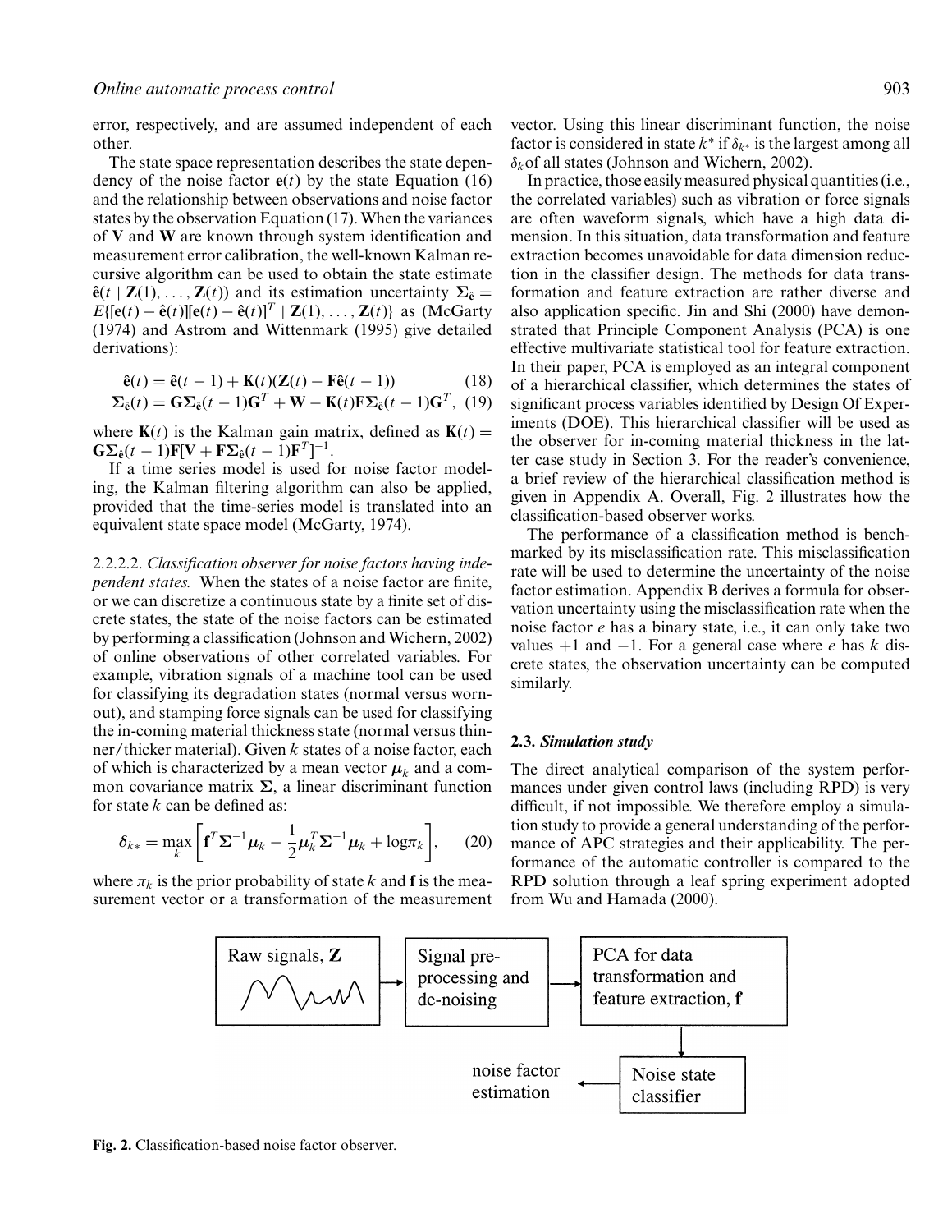error, respectively, and are assumed independent of each other.

The state space representation describes the state dependency of the noise factor $\mathbf{e}(t)$ by the state Equation (16) and the relationship between observations and noise factor states by the observation Equation (17). When the variances of $\mathbf{V}$ and $\mathbf{W}$ are known through system identification and measurement error calibration, the well-known Kalman recursive algorithm can be used to obtain the state estimate $\hat{\mathbf{e}}(t \mid \mathbf{Z}(1), \ldots, \mathbf{Z}(t))$ and its estimation uncertainty $\boldsymbol{\Sigma}_{\hat{\mathbf{e}}} = E\{[\mathbf{e}(t) - \hat{\mathbf{e}}(t)][\mathbf{e}(t) - \hat{\mathbf{e}}(t)]^T \mid \mathbf{Z}(1), \ldots, \mathbf{Z}(t)\}$ as (McGarty (1974) and Astrom and Wittenmark (1995) give detailed derivations):

$$\hat{\mathbf{e}}(t) = \hat{\mathbf{e}}(t-1) + \mathbf{K}(t)(\mathbf{Z}(t) - \mathbf{F}\hat{\mathbf{e}}(t-1)) \tag{18}$$

$$\boldsymbol{\Sigma}_{\hat{\mathbf{e}}}(t) = \mathbf{G}\boldsymbol{\Sigma}_{\hat{\mathbf{e}}}(t-1)\mathbf{G}^T + \mathbf{W} - \mathbf{K}(t)\mathbf{F}\boldsymbol{\Sigma}_{\hat{\mathbf{e}}}(t-1)\mathbf{G}^T, \tag{19}$$

where $\mathbf{K}(t)$ is the Kalman gain matrix, defined as $\mathbf{K}(t) = \mathbf{G}\boldsymbol{\Sigma}_{\hat{\mathbf{e}}}(t-1)\mathbf{F}[\mathbf{V} + \mathbf{F}\boldsymbol{\Sigma}_{\hat{\mathbf{e}}}(t-1)\mathbf{F}^T]^{-1}$.

If a time series model is used for noise factor modeling, the Kalman filtering algorithm can also be applied, provided that the time-series model is translated into an equivalent state space model (McGarty, 1974).

2.2.2.2. *Classification observer for noise factors having independent states.* When the states of a noise factor are finite, or we can discretize a continuous state by a finite set of discrete states, the state of the noise factors can be estimated by performing a classification (Johnson and Wichern, 2002) of online observations of other correlated variables. For example, vibration signals of a machine tool can be used for classifying its degradation states (normal versus worn-out), and stamping force signals can be used for classifying the in-coming material thickness state (normal versus thinner/thicker material). Given $k$ states of a noise factor, each of which is characterized by a mean vector $\boldsymbol{\mu}_k$ and a common covariance matrix $\boldsymbol{\Sigma}$, a linear discriminant function for state $k$ can be defined as:

$$\boldsymbol{\delta}_{k*} = \max_k \left[ \mathbf{f}^T \boldsymbol{\Sigma}^{-1} \boldsymbol{\mu}_k - \frac{1}{2} \boldsymbol{\mu}_k^T \boldsymbol{\Sigma}^{-1} \boldsymbol{\mu}_k + \log \pi_k \right], \tag{20}$$

where $\pi_k$ is the prior probability of state $k$ and $\mathbf{f}$ is the measurement vector or a transformation of the measurement vector. Using this linear discriminant function, the noise factor is considered in state $k^*$ if $\delta_{k^*}$ is the largest among all $\delta_k$ of all states (Johnson and Wichern, 2002).

In practice, those easily measured physical quantities (i.e., the correlated variables) such as vibration or force signals are often waveform signals, which have a high data dimension. In this situation, data transformation and feature extraction becomes unavoidable for data dimension reduction in the classifier design. The methods for data transformation and feature extraction are rather diverse and also application specific. Jin and Shi (2000) have demonstrated that Principle Component Analysis (PCA) is one effective multivariate statistical tool for feature extraction. In their paper, PCA is employed as an integral component of a hierarchical classifier, which determines the states of significant process variables identified by Design Of Experiments (DOE). This hierarchical classifier will be used as the observer for in-coming material thickness in the latter case study in Section 3. For the reader's convenience, a brief review of the hierarchical classification method is given in Appendix A. Overall, Fig. 2 illustrates how the classification-based observer works.

The performance of a classification method is benchmarked by its misclassification rate. This misclassification rate will be used to determine the uncertainty of the noise factor estimation. Appendix B derives a formula for observation uncertainty using the misclassification rate when the noise factor $e$ has a binary state, i.e., it can only take two values $+1$ and $-1$. For a general case where $e$ has $k$ discrete states, the observation uncertainty can be computed similarly.

### 2.3. *Simulation study*

The direct analytical comparison of the system performances under given control laws (including RPD) is very difficult, if not impossible. We therefore employ a simulation study to provide a general understanding of the performance of APC strategies and their applicability. The performance of the automatic controller is compared to the RPD solution through a leaf spring experiment adopted from Wu and Hamada (2000).

Raw signals, **Z** → Signal pre-processing and de-noising → PCA for data transformation and feature extraction, **f** → Noise state classifier → noise factor estimation

**Fig. 2.** Classification-based noise factor observer.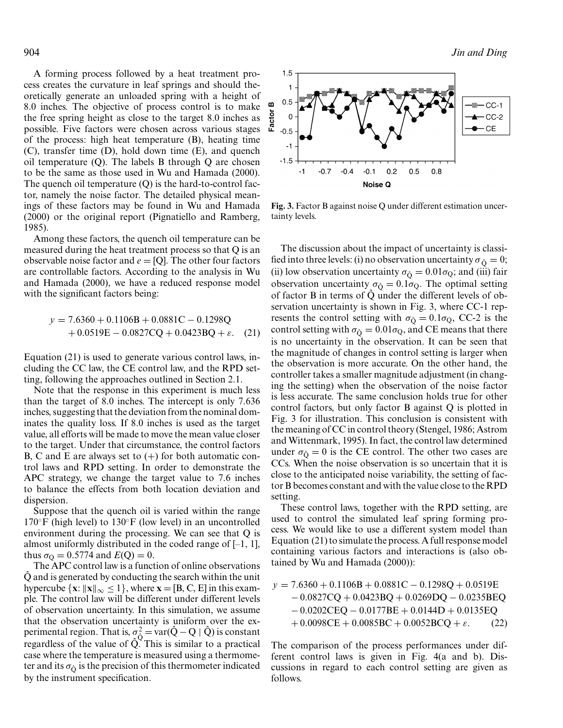A forming process followed by a heat treatment process creates the curvature in leaf springs and should theoretically generate an unloaded spring with a height of 8.0 inches. The objective of process control is to make the free spring height as close to the target 8.0 inches as possible. Five factors were chosen across various stages of the process: high heat temperature (B), heating time (C), transfer time (D), hold down time (E), and quench oil temperature (Q). The labels B through Q are chosen to be the same as those used in Wu and Hamada (2000). The quench oil temperature (Q) is the hard-to-control factor, namely the noise factor. The detailed physical meanings of these factors may be found in Wu and Hamada (2000) or the original report (Pignatiello and Ramberg, 1985).

Among these factors, the quench oil temperature can be measured during the heat treatment process so that Q is an observable noise factor and $e = [\mathrm{Q}]$. The other four factors are controllable factors. According to the analysis in Wu and Hamada (2000), we have a reduced response model with the significant factors being:

$$y = 7.6360 + 0.1106\mathrm{B} + 0.0881\mathrm{C} - 0.1298\mathrm{Q} + 0.0519\mathrm{E} - 0.0827\mathrm{CQ} + 0.0423\mathrm{BQ} + \varepsilon. \quad (21)$$

Equation (21) is used to generate various control laws, including the CC law, the CE control law, and the RPD setting, following the approaches outlined in Section 2.1.

Note that the response in this experiment is much less than the target of 8.0 inches. The intercept is only 7.636 inches, suggesting that the deviation from the nominal dominates the quality loss. If 8.0 inches is used as the target value, all efforts will be made to move the mean value closer to the target. Under that circumstance, the control factors B, C and E are always set to (+) for both automatic control laws and RPD setting. In order to demonstrate the APC strategy, we change the target value to 7.6 inches to balance the effects from both location deviation and dispersion.

Suppose that the quench oil is varied within the range 170°F (high level) to 130°F (low level) in an uncontrolled environment during the processing. We can see that Q is almost uniformly distributed in the coded range of [–1, 1], thus $\sigma_{\mathrm{Q}} = 0.5774$ and $E(\mathrm{Q}) = 0$.

The APC control law is a function of online observations $\hat{\mathrm{Q}}$ and is generated by conducting the search within the unit hypercube $\{\mathbf{x}: \|\mathbf{x}\|_\infty \leq 1\}$, where $\mathbf{x} = [\mathrm{B, C, E}]$ in this example. The control law will be different under different levels of observation uncertainty. In this simulation, we assume that the observation uncertainty is uniform over the experimental region. That is, $\sigma^2_{\hat{\mathrm{Q}}} = \mathrm{var}(\hat{\mathrm{Q}} - \mathrm{Q} \mid \hat{\mathrm{Q}})$ is constant regardless of the value of $\hat{\mathrm{Q}}$. This is similar to a practical case where the temperature is measured using a thermometer and its $\sigma_{\hat{\mathrm{Q}}}$ is the precision of this thermometer indicated by the instrument specification.

**Fig. 3.** Factor B against noise Q under different estimation uncertainty levels.

The discussion about the impact of uncertainty is classified into three levels: (i) no observation uncertainty $\sigma_{\hat{\mathrm{Q}}} = 0$; (ii) low observation uncertainty $\sigma_{\hat{\mathrm{Q}}} = 0.01\sigma_{\mathrm{Q}}$; and (iii) fair observation uncertainty $\sigma_{\hat{\mathrm{Q}}} = 0.1\sigma_{\mathrm{Q}}$. The optimal setting of factor B in terms of $\hat{\mathrm{Q}}$ under the different levels of observation uncertainty is shown in Fig. 3, where CC-1 represents the control setting with $\sigma_{\hat{\mathrm{Q}}} = 0.1\sigma_{\mathrm{Q}}$, CC-2 is the control setting with $\sigma_{\hat{\mathrm{Q}}} = 0.01\sigma_{\mathrm{Q}}$, and CE means that there is no uncertainty in the observation. It can be seen that the magnitude of changes in control setting is larger when the observation is more accurate. On the other hand, the controller takes a smaller magnitude adjustment (in changing the setting) when the observation of the noise factor is less accurate. The same conclusion holds true for other control factors, but only factor B against Q is plotted in Fig. 3 for illustration. This conclusion is consistent with the meaning of CC in control theory (Stengel, 1986; Astrom and Wittenmark, 1995). In fact, the control law determined under $\sigma_{\hat{\mathrm{Q}}} = 0$ is the CE control. The other two cases are CCs. When the noise observation is so uncertain that it is close to the anticipated noise variability, the setting of factor B becomes constant and with the value close to the RPD setting.

These control laws, together with the RPD setting, are used to control the simulated leaf spring forming process. We would like to use a different system model than Equation (21) to simulate the process. A full response model containing various factors and interactions is (also obtained by Wu and Hamada (2000)):

$$\begin{aligned} y = {} & 7.6360 + 0.1106\mathrm{B} + 0.0881\mathrm{C} - 0.1298\mathrm{Q} + 0.0519\mathrm{E} \\ & - 0.0827\mathrm{CQ} + 0.0423\mathrm{BQ} + 0.0269\mathrm{DQ} - 0.0235\mathrm{BEQ} \\ & - 0.0202\mathrm{CEQ} - 0.0177\mathrm{BE} + 0.0144\mathrm{D} + 0.0135\mathrm{EQ} \\ & + 0.0098\mathrm{CE} + 0.0085\mathrm{BC} + 0.0052\mathrm{BCQ} + \varepsilon. \end{aligned} \quad (22)$$

The comparison of the process performances under different control laws is given in Fig. 4(a and b). Discussions in regard to each control setting are given as follows.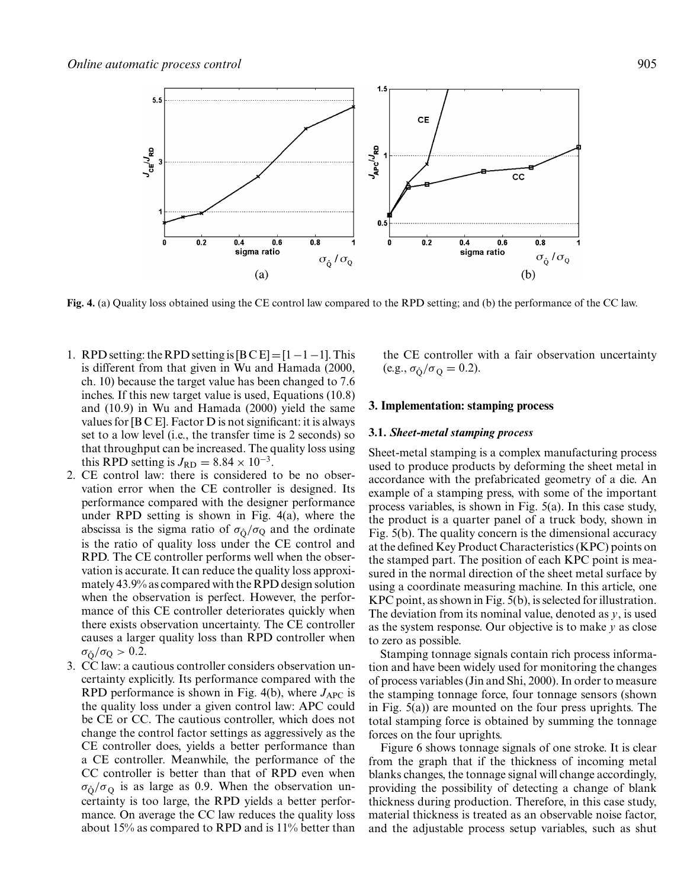**Fig. 4.** (a) Quality loss obtained using the CE control law compared to the RPD setting; and (b) the performance of the CC law.

1. RPD setting: the RPD setting is [B C E] = [1 −1 −1]. This is different from that given in Wu and Hamada (2000, ch. 10) because the target value has been changed to 7.6 inches. If this new target value is used, Equations (10.8) and (10.9) in Wu and Hamada (2000) yield the same values for [B C E]. Factor D is not significant: it is always set to a low level (i.e., the transfer time is 2 seconds) so that throughput can be increased. The quality loss using this RPD setting is $J_{\mathrm{RD}} = 8.84 \times 10^{-3}$.
2. CE control law: there is considered to be no observation error when the CE controller is designed. Its performance compared with the designer performance under RPD setting is shown in Fig. 4(a), where the abscissa is the sigma ratio of $\sigma_{\hat{Q}}/\sigma_Q$ and the ordinate is the ratio of quality loss under the CE control and RPD. The CE controller performs well when the observation is accurate. It can reduce the quality loss approximately 43.9% as compared with the RPD design solution when the observation is perfect. However, the performance of this CE controller deteriorates quickly when there exists observation uncertainty. The CE controller causes a larger quality loss than RPD controller when $\sigma_{\hat{Q}}/\sigma_Q > 0.2$.
3. CC law: a cautious controller considers observation uncertainty explicitly. Its performance compared with the RPD performance is shown in Fig. 4(b), where $J_{\mathrm{APC}}$ is the quality loss under a given control law: APC could be CE or CC. The cautious controller, which does not change the control factor settings as aggressively as the CE controller does, yields a better performance than a CE controller. Meanwhile, the performance of the CC controller is better than that of RPD even when $\sigma_{\hat{Q}}/\sigma_Q$ is as large as 0.9. When the observation uncertainty is too large, the RPD yields a better performance. On average the CC law reduces the quality loss about 15% as compared to RPD and is 11% better than the CE controller with a fair observation uncertainty (e.g., $\sigma_{\hat{Q}}/\sigma_Q = 0.2$).

## 3. Implementation: stamping process

### 3.1. *Sheet-metal stamping process*

Sheet-metal stamping is a complex manufacturing process used to produce products by deforming the sheet metal in accordance with the prefabricated geometry of a die. An example of a stamping press, with some of the important process variables, is shown in Fig. 5(a). In this case study, the product is a quarter panel of a truck body, shown in Fig. 5(b). The quality concern is the dimensional accuracy at the defined Key Product Characteristics (KPC) points on the stamped part. The position of each KPC point is measured in the normal direction of the sheet metal surface by using a coordinate measuring machine. In this article, one KPC point, as shown in Fig. 5(b), is selected for illustration. The deviation from its nominal value, denoted as $y$, is used as the system response. Our objective is to make $y$ as close to zero as possible.

Stamping tonnage signals contain rich process information and have been widely used for monitoring the changes of process variables (Jin and Shi, 2000). In order to measure the stamping tonnage force, four tonnage sensors (shown in Fig. 5(a)) are mounted on the four press uprights. The total stamping force is obtained by summing the tonnage forces on the four uprights.

Figure 6 shows tonnage signals of one stroke. It is clear from the graph that if the thickness of incoming metal blanks changes, the tonnage signal will change accordingly, providing the possibility of detecting a change of blank thickness during production. Therefore, in this case study, material thickness is treated as an observable noise factor, and the adjustable process setup variables, such as shut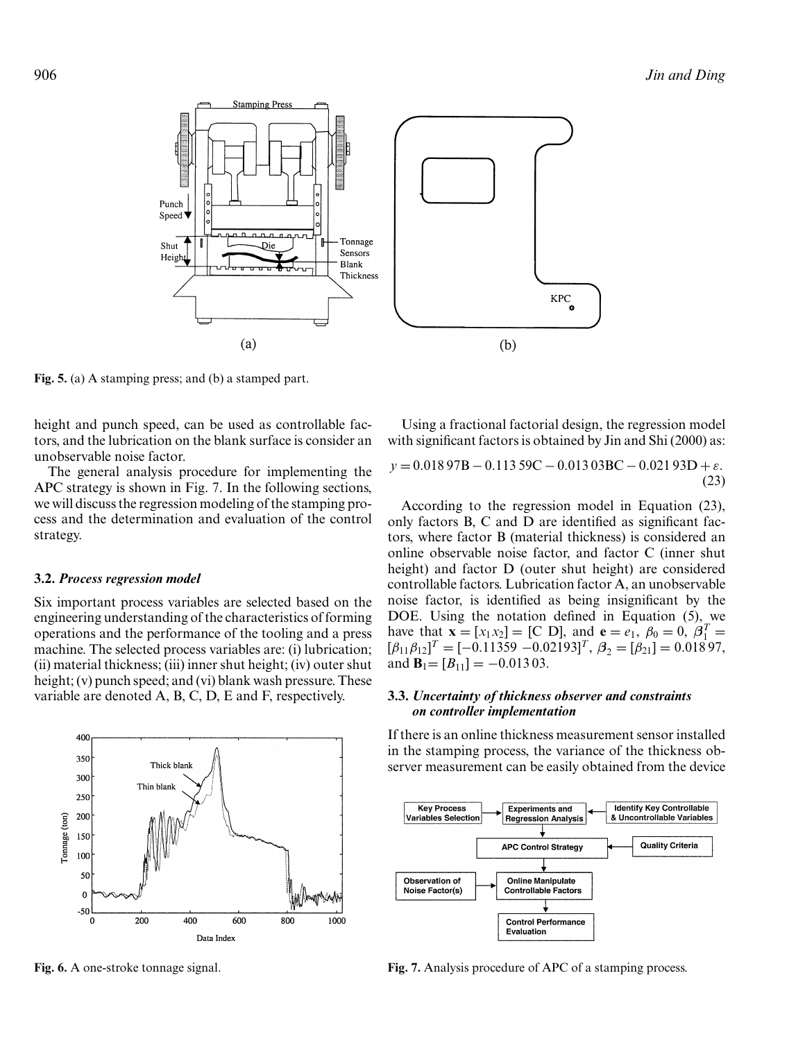Fig. 5. (a) A stamping press; and (b) a stamped part.

height and punch speed, can be used as controllable factors, and the lubrication on the blank surface is consider an unobservable noise factor.

The general analysis procedure for implementing the APC strategy is shown in Fig. 7. In the following sections, we will discuss the regression modeling of the stamping process and the determination and evaluation of the control strategy.

### 3.2. *Process regression model*

Six important process variables are selected based on the engineering understanding of the characteristics of forming operations and the performance of the tooling and a press machine. The selected process variables are: (i) lubrication; (ii) material thickness; (iii) inner shut height; (iv) outer shut height; (v) punch speed; and (vi) blank wash pressure. These variable are denoted A, B, C, D, E and F, respectively.

Fig. 6. A one-stroke tonnage signal.

Using a fractional factorial design, the regression model with significant factors is obtained by Jin and Shi (2000) as:

$$y = 0.01897\text{B} - 0.11359\text{C} - 0.01303\text{BC} - 0.02193\text{D} + \varepsilon. \quad (23)$$

According to the regression model in Equation (23), only factors B, C and D are identified as significant factors, where factor B (material thickness) is considered an online observable noise factor, and factor C (inner shut height) and factor D (outer shut height) are considered controllable factors. Lubrication factor A, an unobservable noise factor, is identified as being insignificant by the DOE. Using the notation defined in Equation (5), we have that $\mathbf{x} = [x_1 x_2] = [\text{C D}]$, and $\mathbf{e} = e_1$, $\beta_0 = 0$, $\boldsymbol{\beta}_1^T = [\beta_{11}\beta_{12}]^T = [-0.11359 \ -0.02193]^T$, $\boldsymbol{\beta}_2 = [\beta_{21}] = 0.01897$, and $\mathbf{B}_1 = [B_{11}] = -0.01303$.

### 3.3. *Uncertainty of thickness observer and constraints on controller implementation*

If there is an online thickness measurement sensor installed in the stamping process, the variance of the thickness observer measurement can be easily obtained from the device

Fig. 7. Analysis procedure of APC of a stamping process.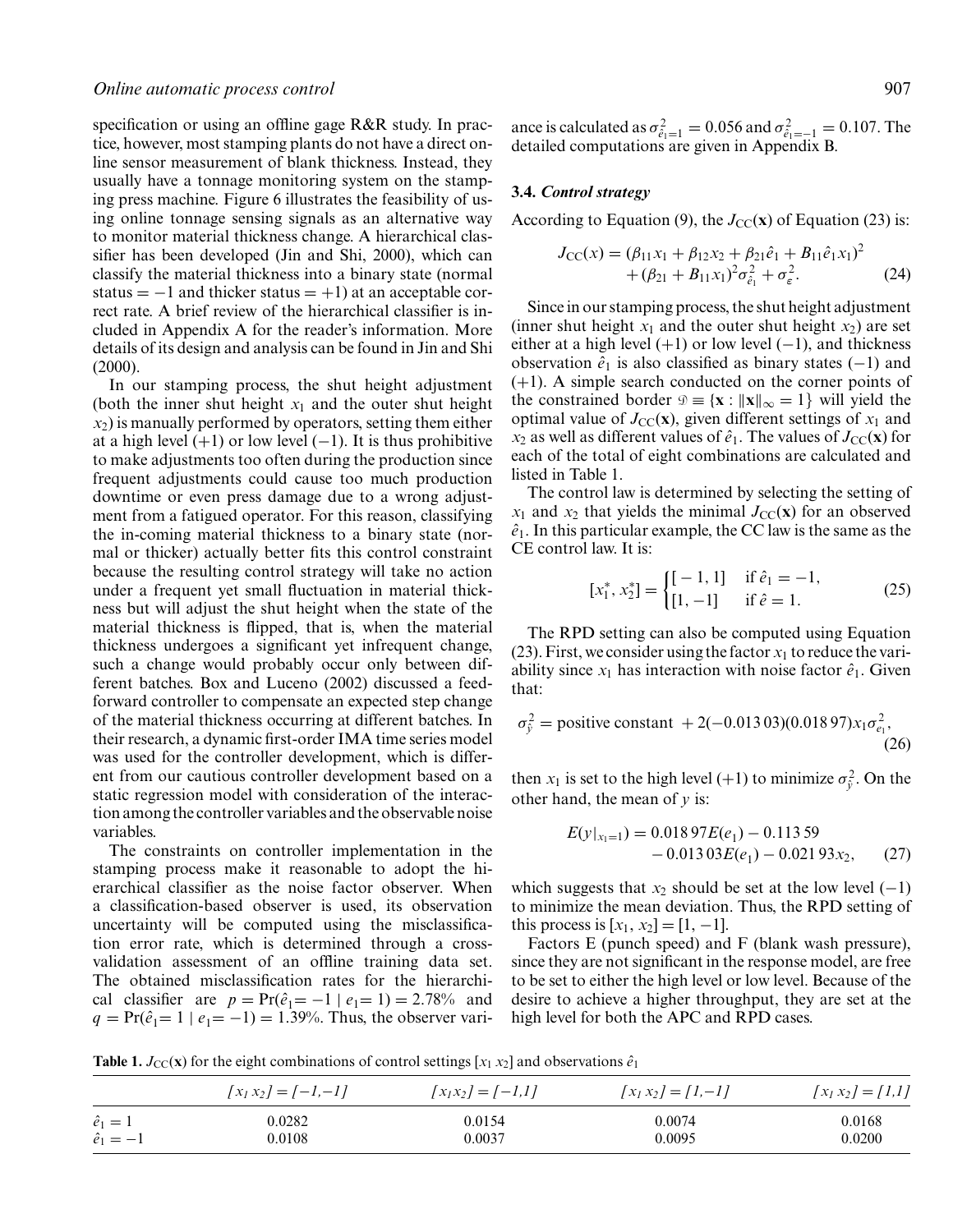specification or using an offline gage R&R study. In practice, however, most stamping plants do not have a direct online sensor measurement of blank thickness. Instead, they usually have a tonnage monitoring system on the stamping press machine. Figure 6 illustrates the feasibility of using online tonnage sensing signals as an alternative way to monitor material thickness change. A hierarchical classifier has been developed (Jin and Shi, 2000), which can classify the material thickness into a binary state (normal status = −1 and thicker status = +1) at an acceptable correct rate. A brief review of the hierarchical classifier is included in Appendix A for the reader's information. More details of its design and analysis can be found in Jin and Shi (2000).

In our stamping process, the shut height adjustment (both the inner shut height $x_1$ and the outer shut height $x_2$) is manually performed by operators, setting them either at a high level (+1) or low level (−1). It is thus prohibitive to make adjustments too often during the production since frequent adjustments could cause too much production downtime or even press damage due to a wrong adjustment from a fatigued operator. For this reason, classifying the in-coming material thickness to a binary state (normal or thicker) actually better fits this control constraint because the resulting control strategy will take no action under a frequent yet small fluctuation in material thickness but will adjust the shut height when the state of the material thickness is flipped, that is, when the material thickness undergoes a significant yet infrequent change, such a change would probably occur only between different batches. Box and Luceno (2002) discussed a feedforward controller to compensate an expected step change of the material thickness occurring at different batches. In their research, a dynamic first-order IMA time series model was used for the controller development, which is different from our cautious controller development based on a static regression model with consideration of the interaction among the controller variables and the observable noise variables.

The constraints on controller implementation in the stamping process make it reasonable to adopt the hierarchical classifier as the noise factor observer. When a classification-based observer is used, its observation uncertainty will be computed using the misclassification error rate, which is determined through a cross-validation assessment of an offline training data set. The obtained misclassification rates for the hierarchical classifier are $p = \Pr(\hat{e}_1 = -1 \mid e_1 = 1) = 2.78\%$ and $q = \Pr(\hat{e}_1 = 1 \mid e_1 = -1) = 1.39\%$. Thus, the observer variance is calculated as $\sigma^2_{\hat{e}_1=1} = 0.056$ and $\sigma^2_{\hat{e}_1=-1} = 0.107$. The detailed computations are given in Appendix B.

### 3.4. *Control strategy*

According to Equation (9), the $J_{CC}(\mathbf{x})$ of Equation (23) is:

$$J_{CC}(x) = (\beta_{11}x_1 + \beta_{12}x_2 + \beta_{21}\hat{e}_1 + B_{11}\hat{e}_1x_1)^2 + (\beta_{21} + B_{11}x_1)^2\sigma^2_{\hat{e}_1} + \sigma^2_{\varepsilon}. \tag{24}$$

Since in our stamping process, the shut height adjustment (inner shut height $x_1$ and the outer shut height $x_2$) are set either at a high level (+1) or low level (−1), and thickness observation $\hat{e}_1$ is also classified as binary states (−1) and (+1). A simple search conducted on the corner points of the constrained border $\mathfrak{D} \equiv \{\mathbf{x} : \|\mathbf{x}\|_\infty = 1\}$ will yield the optimal value of $J_{CC}(\mathbf{x})$, given different settings of $x_1$ and $x_2$ as well as different values of $\hat{e}_1$. The values of $J_{CC}(\mathbf{x})$ for each of the total of eight combinations are calculated and listed in Table 1.

The control law is determined by selecting the setting of $x_1$ and $x_2$ that yields the minimal $J_{CC}(\mathbf{x})$ for an observed $\hat{e}_1$. In this particular example, the CC law is the same as the CE control law. It is:

$$[x_1^*, x_2^*] = \begin{cases} [-1, 1] & \text{if } \hat{e}_1 = -1, \\ [1, -1] & \text{if } \hat{e} = 1. \end{cases} \tag{25}$$

The RPD setting can also be computed using Equation (23). First, we consider using the factor $x_1$ to reduce the variability since $x_1$ has interaction with noise factor $\hat{e}_1$. Given that:

$$\sigma^2_{\hat{y}} = \text{positive constant } + 2(-0.013\,03)(0.018\,97)x_1\sigma^2_{e_1}, \tag{26}$$

then $x_1$ is set to the high level (+1) to minimize $\sigma^2_{\hat{y}}$. On the other hand, the mean of $y$ is:

$$E(y|_{x_1=1}) = 0.018\,97E(e_1) - 0.113\,59 - 0.013\,03E(e_1) - 0.021\,93x_2, \tag{27}$$

which suggests that $x_2$ should be set at the low level (−1) to minimize the mean deviation. Thus, the RPD setting of this process is $[x_1, x_2] = [1, -1]$.

Factors E (punch speed) and F (blank wash pressure), since they are not significant in the response model, are free to be set to either the high level or low level. Because of the desire to achieve a higher throughput, they are set at the high level for both the APC and RPD cases.

**Table 1.** $J_{CC}(\mathbf{x})$ for the eight combinations of control settings $[x_1\ x_2]$ and observations $\hat{e}_1$

| | $[x_1\ x_2] = [-1,-1]$ | $[x_1 x_2] = [-1,1]$ | $[x_1\ x_2] = [1,-1]$ | $[x_1\ x_2] = [1,1]$ |
|---|---|---|---|---|
| $\hat{e}_1 = 1$ | 0.0282 | 0.0154 | 0.0074 | 0.0168 |
| $\hat{e}_1 = -1$ | 0.0108 | 0.0037 | 0.0095 | 0.0200 |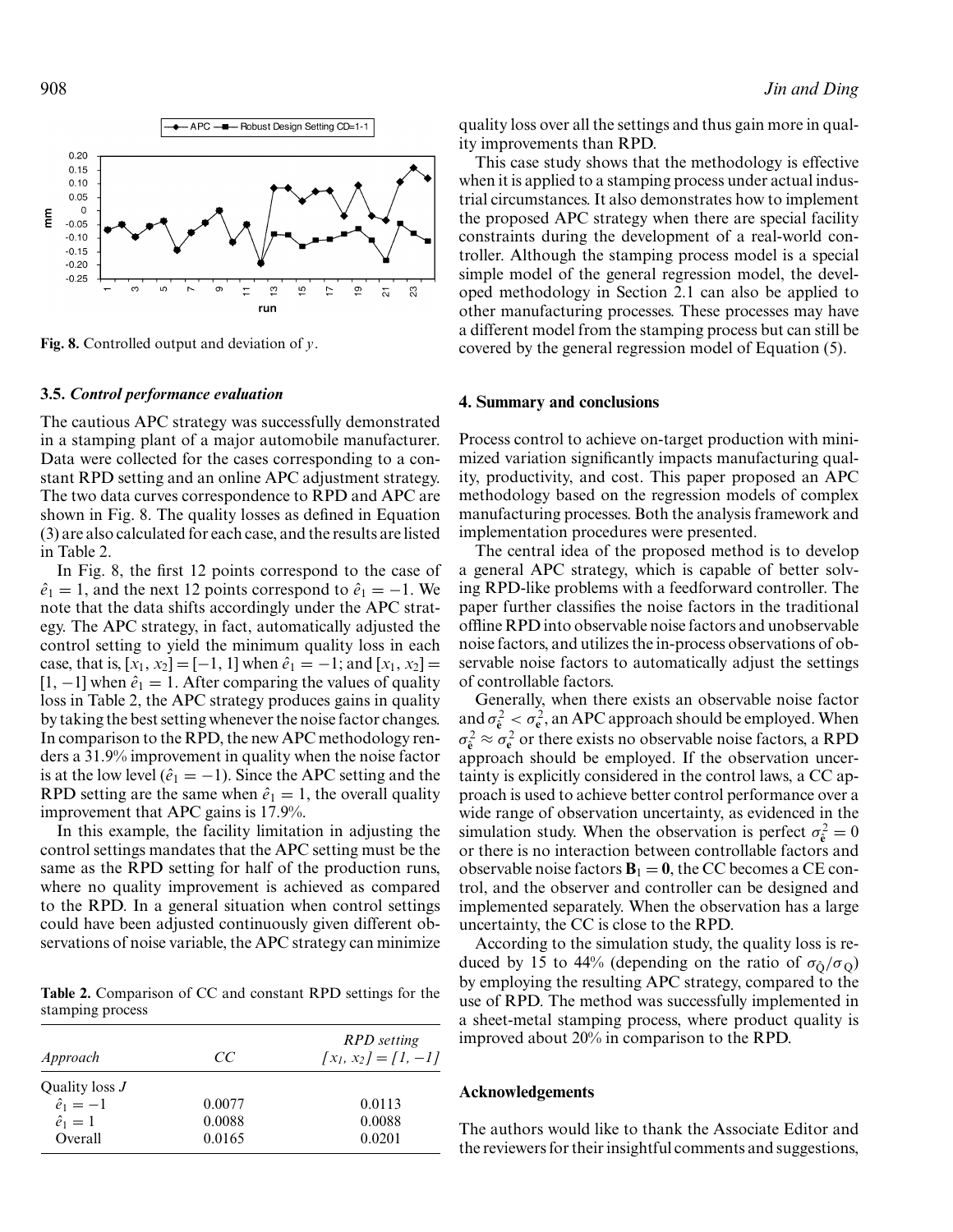**Fig. 8.** Controlled output and deviation of $y$.

### 3.5. *Control performance evaluation*

The cautious APC strategy was successfully demonstrated in a stamping plant of a major automobile manufacturer. Data were collected for the cases corresponding to a constant RPD setting and an online APC adjustment strategy. The two data curves correspondence to RPD and APC are shown in Fig. 8. The quality losses as defined in Equation (3) are also calculated for each case, and the results are listed in Table 2.

In Fig. 8, the first 12 points correspond to the case of $\hat{e}_1 = 1$, and the next 12 points correspond to $\hat{e}_1 = -1$. We note that the data shifts accordingly under the APC strategy. The APC strategy, in fact, automatically adjusted the control setting to yield the minimum quality loss in each case, that is, $[x_1, x_2] = [-1, 1]$ when $\hat{e}_1 = -1$; and $[x_1, x_2] = [1, -1]$ when $\hat{e}_1 = 1$. After comparing the values of quality loss in Table 2, the APC strategy produces gains in quality by taking the best setting whenever the noise factor changes. In comparison to the RPD, the new APC methodology renders a 31.9% improvement in quality when the noise factor is at the low level ($\hat{e}_1 = -1$). Since the APC setting and the RPD setting are the same when $\hat{e}_1 = 1$, the overall quality improvement that APC gains is 17.9%.

In this example, the facility limitation in adjusting the control settings mandates that the APC setting must be the same as the RPD setting for half of the production runs, where no quality improvement is achieved as compared to the RPD. In a general situation when control settings could have been adjusted continuously given different observations of noise variable, the APC strategy can minimize quality loss over all the settings and thus gain more in quality improvements than RPD.

This case study shows that the methodology is effective when it is applied to a stamping process under actual industrial circumstances. It also demonstrates how to implement the proposed APC strategy when there are special facility constraints during the development of a real-world controller. Although the stamping process model is a special simple model of the general regression model, the developed methodology in Section 2.1 can also be applied to other manufacturing processes. These processes may have a different model from the stamping process but can still be covered by the general regression model of Equation (5).

**Table 2.** Comparison of CC and constant RPD settings for the stamping process

| *Approach* | *CC* | *RPD setting* $[x_1, x_2] = [1, -1]$ |
|---|---|---|
| Quality loss $J$ | | |
| $\hat{e}_1 = -1$ | 0.0077 | 0.0113 |
| $\hat{e}_1 = 1$ | 0.0088 | 0.0088 |
| Overall | 0.0165 | 0.0201 |

## 4. Summary and conclusions

Process control to achieve on-target production with minimized variation significantly impacts manufacturing quality, productivity, and cost. This paper proposed an APC methodology based on the regression models of complex manufacturing processes. Both the analysis framework and implementation procedures were presented.

The central idea of the proposed method is to develop a general APC strategy, which is capable of better solving RPD-like problems with a feedforward controller. The paper further classifies the noise factors in the traditional offline RPD into observable noise factors and unobservable noise factors, and utilizes the in-process observations of observable noise factors to automatically adjust the settings of controllable factors.

Generally, when there exists an observable noise factor and $\sigma^2_{\hat{\mathbf{e}}} < \sigma^2_{\mathbf{e}}$, an APC approach should be employed. When $\sigma^2_{\hat{\mathbf{e}}} \approx \sigma^2_{\mathbf{e}}$ or there exists no observable noise factors, a RPD approach should be employed. If the observation uncertainty is explicitly considered in the control laws, a CC approach is used to achieve better control performance over a wide range of observation uncertainty, as evidenced in the simulation study. When the observation is perfect $\sigma^2_{\hat{\mathbf{e}}} = 0$ or there is no interaction between controllable factors and observable noise factors $\mathbf{B}_1 = \mathbf{0}$, the CC becomes a CE control, and the observer and controller can be designed and implemented separately. When the observation has a large uncertainty, the CC is close to the RPD.

According to the simulation study, the quality loss is reduced by 15 to 44% (depending on the ratio of $\sigma_{\hat{Q}}/\sigma_Q$) by employing the resulting APC strategy, compared to the use of RPD. The method was successfully implemented in a sheet-metal stamping process, where product quality is improved about 20% in comparison to the RPD.

## Acknowledgements

The authors would like to thank the Associate Editor and the reviewers for their insightful comments and suggestions,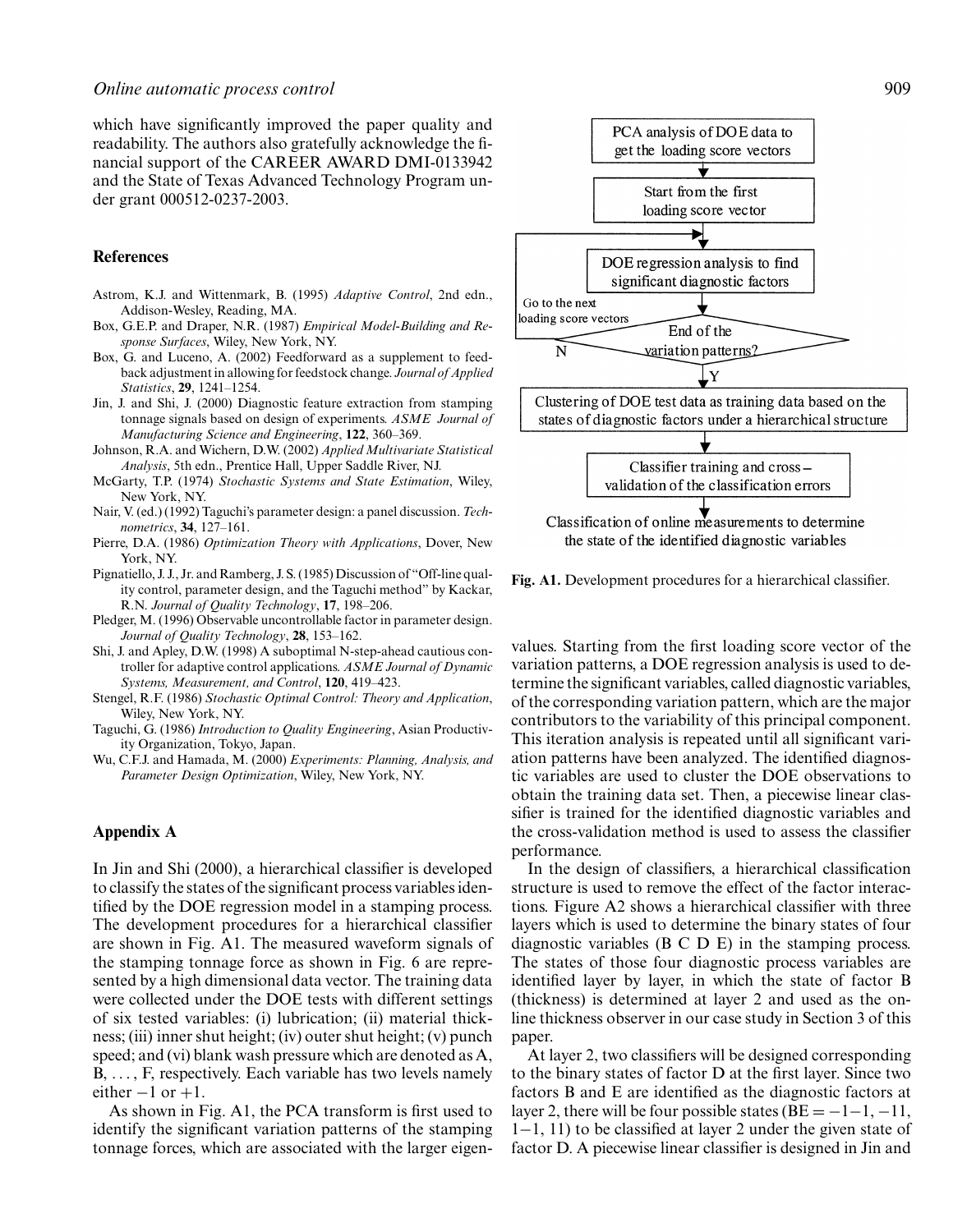which have significantly improved the paper quality and readability. The authors also gratefully acknowledge the financial support of the CAREER AWARD DMI-0133942 and the State of Texas Advanced Technology Program under grant 000512-0237-2003.

## References

Astrom, K.J. and Wittenmark, B. (1995) *Adaptive Control*, 2nd edn., Addison-Wesley, Reading, MA.

Box, G.E.P. and Draper, N.R. (1987) *Empirical Model-Building and Response Surfaces*, Wiley, New York, NY.

Box, G. and Luceno, A. (2002) Feedforward as a supplement to feedback adjustment in allowing for feedstock change. *Journal of Applied Statistics*, **29**, 1241–1254.

Jin, J. and Shi, J. (2000) Diagnostic feature extraction from stamping tonnage signals based on design of experiments. *ASME Journal of Manufacturing Science and Engineering*, **122**, 360–369.

Johnson, R.A. and Wichern, D.W. (2002) *Applied Multivariate Statistical Analysis*, 5th edn., Prentice Hall, Upper Saddle River, NJ.

McGarty, T.P. (1974) *Stochastic Systems and State Estimation*, Wiley, New York, NY.

Nair, V. (ed.) (1992) Taguchi's parameter design: a panel discussion. *Technometrics*, **34**, 127–161.

Pierre, D.A. (1986) *Optimization Theory with Applications*, Dover, New York, NY.

Pignatiello, J.J., Jr. and Ramberg, J.S. (1985) Discussion of "Off-line quality control, parameter design, and the Taguchi method" by Kackar, R.N. *Journal of Quality Technology*, **17**, 198–206.

Pledger, M. (1996) Observable uncontrollable factor in parameter design. *Journal of Quality Technology*, **28**, 153–162.

Shi, J. and Apley, D.W. (1998) A suboptimal N-step-ahead cautious controller for adaptive control applications. *ASME Journal of Dynamic Systems, Measurement, and Control*, **120**, 419–423.

Stengel, R.F. (1986) *Stochastic Optimal Control: Theory and Application*, Wiley, New York, NY.

Taguchi, G. (1986) *Introduction to Quality Engineering*, Asian Productivity Organization, Tokyo, Japan.

Wu, C.F.J. and Hamada, M. (2000) *Experiments: Planning, Analysis, and Parameter Design Optimization*, Wiley, New York, NY.

## Appendix A

In Jin and Shi (2000), a hierarchical classifier is developed to classify the states of the significant process variables identified by the DOE regression model in a stamping process. The development procedures for a hierarchical classifier are shown in Fig. A1. The measured waveform signals of the stamping tonnage force as shown in Fig. 6 are represented by a high dimensional data vector. The training data were collected under the DOE tests with different settings of six tested variables: (i) lubrication; (ii) material thickness; (iii) inner shut height; (iv) outer shut height; (v) punch speed; and (vi) blank wash pressure which are denoted as A, B, ..., F, respectively. Each variable has two levels namely either $-1$ or $+1$.

As shown in Fig. A1, the PCA transform is first used to identify the significant variation patterns of the stamping tonnage forces, which are associated with the larger eigenvalues. Starting from the first loading score vector of the variation patterns, a DOE regression analysis is used to determine the significant variables, called diagnostic variables, of the corresponding variation pattern, which are the major contributors to the variability of this principal component. This iteration analysis is repeated until all significant variation patterns have been analyzed. The identified diagnostic variables are used to cluster the DOE observations to obtain the training data set. Then, a piecewise linear classifier is trained for the identified diagnostic variables and the cross-validation method is used to assess the classifier performance.

PCA analysis of DOE data to get the loading score vectors → Start from the first loading score vector → DOE regression analysis to find significant diagnostic factors → End of the variation patterns? (N: Go to the next loading score vectors; Y: continue) → Clustering of DOE test data as training data based on the states of diagnostic factors under a hierarchical structure → Classifier training and cross-validation of the classification errors → Classification of online measurements to determine the state of the identified diagnostic variables

**Fig. A1.** Development procedures for a hierarchical classifier.

In the design of classifiers, a hierarchical classification structure is used to remove the effect of the factor interactions. Figure A2 shows a hierarchical classifier with three layers which is used to determine the binary states of four diagnostic variables (B C D E) in the stamping process. The states of those four diagnostic process variables are identified layer by layer, in which the state of factor B (thickness) is determined at layer 2 and used as the online thickness observer in our case study in Section 3 of this paper.

At layer 2, two classifiers will be designed corresponding to the binary states of factor D at the first layer. Since two factors B and E are identified as the diagnostic factors at layer 2, there will be four possible states (BE = $-1-1$, $-11$, $1-1$, $11$) to be classified at layer 2 under the given state of factor D. A piecewise linear classifier is designed in Jin and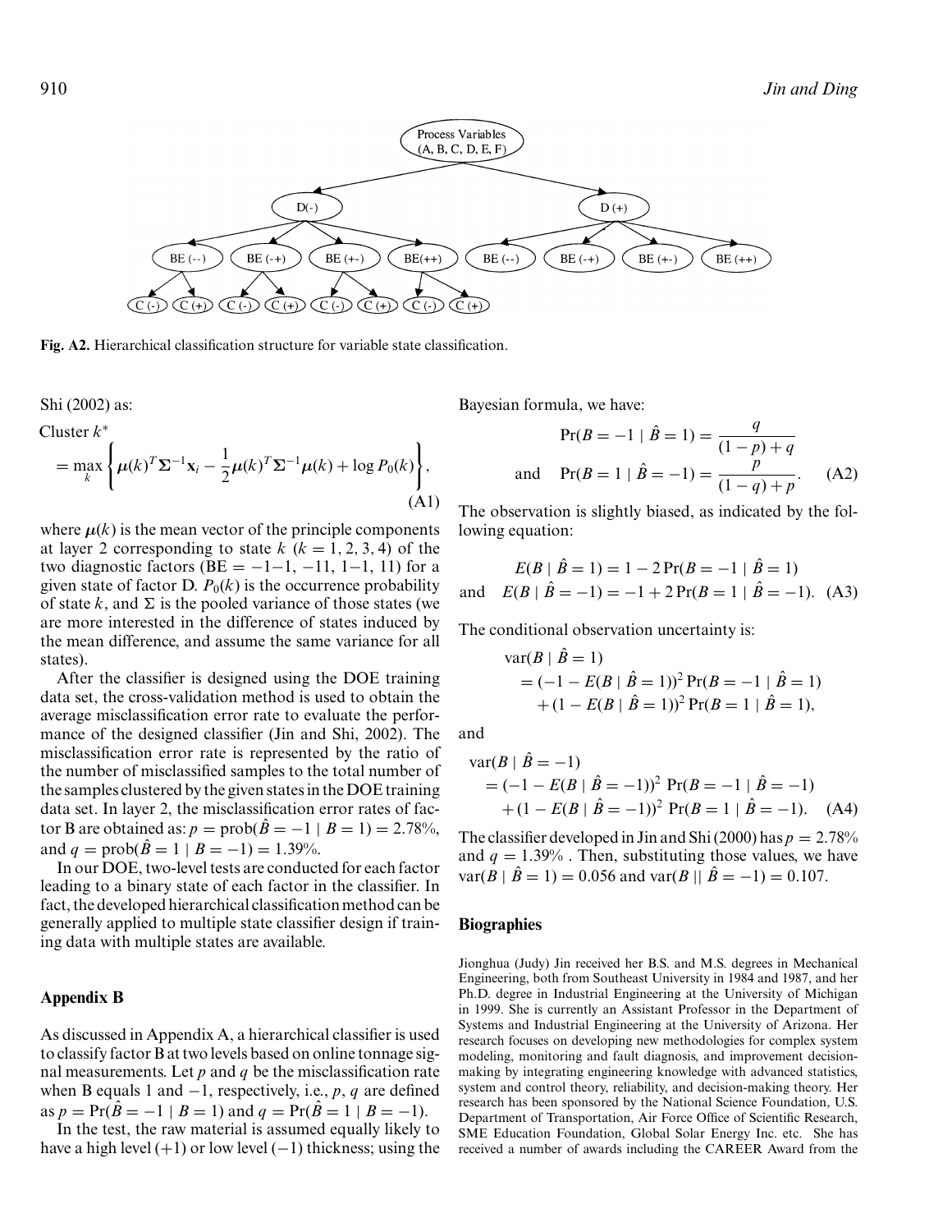Fig. A2. Hierarchical classification structure for variable state classification.

Shi (2002) as:

$$\text{Cluster } k^* = \max_k \left\{ \boldsymbol{\mu}(k)^T \boldsymbol{\Sigma}^{-1} \mathbf{x}_i - \frac{1}{2} \boldsymbol{\mu}(k)^T \boldsymbol{\Sigma}^{-1} \boldsymbol{\mu}(k) + \log P_0(k) \right\}, \quad \text{(A1)}$$

where $\boldsymbol{\mu}(k)$ is the mean vector of the principle components at layer 2 corresponding to state $k$ ($k = 1, 2, 3, 4$) of the two diagnostic factors (BE $= -1-1$, $-11$, $1-1$, $11$) for a given state of factor D. $P_0(k)$ is the occurrence probability of state $k$, and $\Sigma$ is the pooled variance of those states (we are more interested in the difference of states induced by the mean difference, and assume the same variance for all states).

After the classifier is designed using the DOE training data set, the cross-validation method is used to obtain the average misclassification error rate to evaluate the performance of the designed classifier (Jin and Shi, 2002). The misclassification error rate is represented by the ratio of the number of misclassified samples to the total number of the samples clustered by the given states in the DOE training data set. In layer 2, the misclassification error rates of factor B are obtained as: $p = \text{prob}(\hat{B} = -1 \mid B = 1) = 2.78\%$, and $q = \text{prob}(\hat{B} = 1 \mid B = -1) = 1.39\%$.

In our DOE, two-level tests are conducted for each factor leading to a binary state of each factor in the classifier. In fact, the developed hierarchical classification method can be generally applied to multiple state classifier design if training data with multiple states are available.

## Appendix B

As discussed in Appendix A, a hierarchical classifier is used to classify factor B at two levels based on online tonnage signal measurements. Let $p$ and $q$ be the misclassification rate when B equals 1 and $-1$, respectively, i.e., $p$, $q$ are defined as $p = \Pr(\hat{B} = -1 \mid B = 1)$ and $q = \Pr(\hat{B} = 1 \mid B = -1)$.

In the test, the raw material is assumed equally likely to have a high level $(+1)$ or low level $(-1)$ thickness; using the Bayesian formula, we have:

$$\Pr(B = -1 \mid \hat{B} = 1) = \frac{q}{(1-p)+q}$$
$$\text{and} \quad \Pr(B = 1 \mid \hat{B} = -1) = \frac{p}{(1-q)+p}. \quad \text{(A2)}$$

The observation is slightly biased, as indicated by the following equation:

$$E(B \mid \hat{B} = 1) = 1 - 2\Pr(B = -1 \mid \hat{B} = 1)$$
$$\text{and} \quad E(B \mid \hat{B} = -1) = -1 + 2\Pr(B = 1 \mid \hat{B} = -1). \quad \text{(A3)}$$

The conditional observation uncertainty is:

$$\begin{aligned}
\text{var}(B \mid \hat{B} = 1) &= (-1 - E(B \mid \hat{B} = 1))^2 \Pr(B = -1 \mid \hat{B} = 1) \\
&\quad + (1 - E(B \mid \hat{B} = 1))^2 \Pr(B = 1 \mid \hat{B} = 1),
\end{aligned}$$

and

$$\begin{aligned}
\text{var}(B \mid \hat{B} = -1) &= (-1 - E(B \mid \hat{B} = -1))^2 \Pr(B = -1 \mid \hat{B} = -1) \\
&\quad + (1 - E(B \mid \hat{B} = -1))^2 \Pr(B = 1 \mid \hat{B} = -1). \quad \text{(A4)}
\end{aligned}$$

The classifier developed in Jin and Shi (2000) has $p = 2.78\%$ and $q = 1.39\%$ . Then, substituting those values, we have $\text{var}(B \mid \hat{B} = 1) = 0.056$ and $\text{var}(B \mid\mid \hat{B} = -1) = 0.107$.

## Biographies

Jionghua (Judy) Jin received her B.S. and M.S. degrees in Mechanical Engineering, both from Southeast University in 1984 and 1987, and her Ph.D. degree in Industrial Engineering at the University of Michigan in 1999. She is currently an Assistant Professor in the Department of Systems and Industrial Engineering at the University of Arizona. Her research focuses on developing new methodologies for complex system modeling, monitoring and fault diagnosis, and improvement decision-making by integrating engineering knowledge with advanced statistics, system and control theory, reliability, and decision-making theory. Her research has been sponsored by the National Science Foundation, U.S. Department of Transportation, Air Force Office of Scientific Research, SME Education Foundation, Global Solar Energy Inc. etc. She has received a number of awards including the CAREER Award from the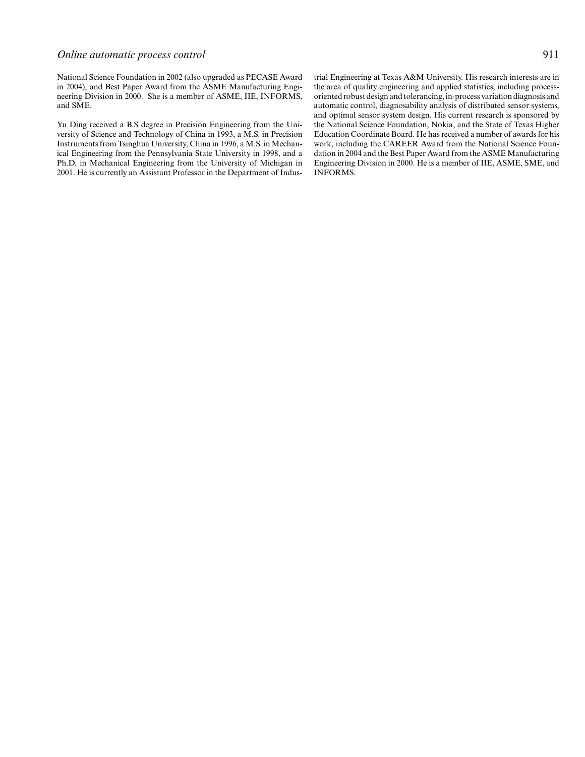National Science Foundation in 2002 (also upgraded as PECASE Award in 2004), and Best Paper Award from the ASME Manufacturing Engineering Division in 2000. She is a member of ASME, IIE, INFORMS, and SME.

Yu Ding received a B.S degree in Precision Engineering from the University of Science and Technology of China in 1993, a M.S. in Precision Instruments from Tsinghua University, China in 1996, a M.S. in Mechanical Engineering from the Pennsylvania State University in 1998, and a Ph.D. in Mechanical Engineering from the University of Michigan in 2001. He is currently an Assistant Professor in the Department of Industrial Engineering at Texas A&M University. His research interests are in the area of quality engineering and applied statistics, including process-oriented robust design and tolerancing, in-process variation diagnosis and automatic control, diagnosability analysis of distributed sensor systems, and optimal sensor system design. His current research is sponsored by the National Science Foundation, Nokia, and the State of Texas Higher Education Coordinate Board. He has received a number of awards for his work, including the CAREER Award from the National Science Foundation in 2004 and the Best Paper Award from the ASME Manufacturing Engineering Division in 2000. He is a member of IIE, ASME, SME, and INFORMS.